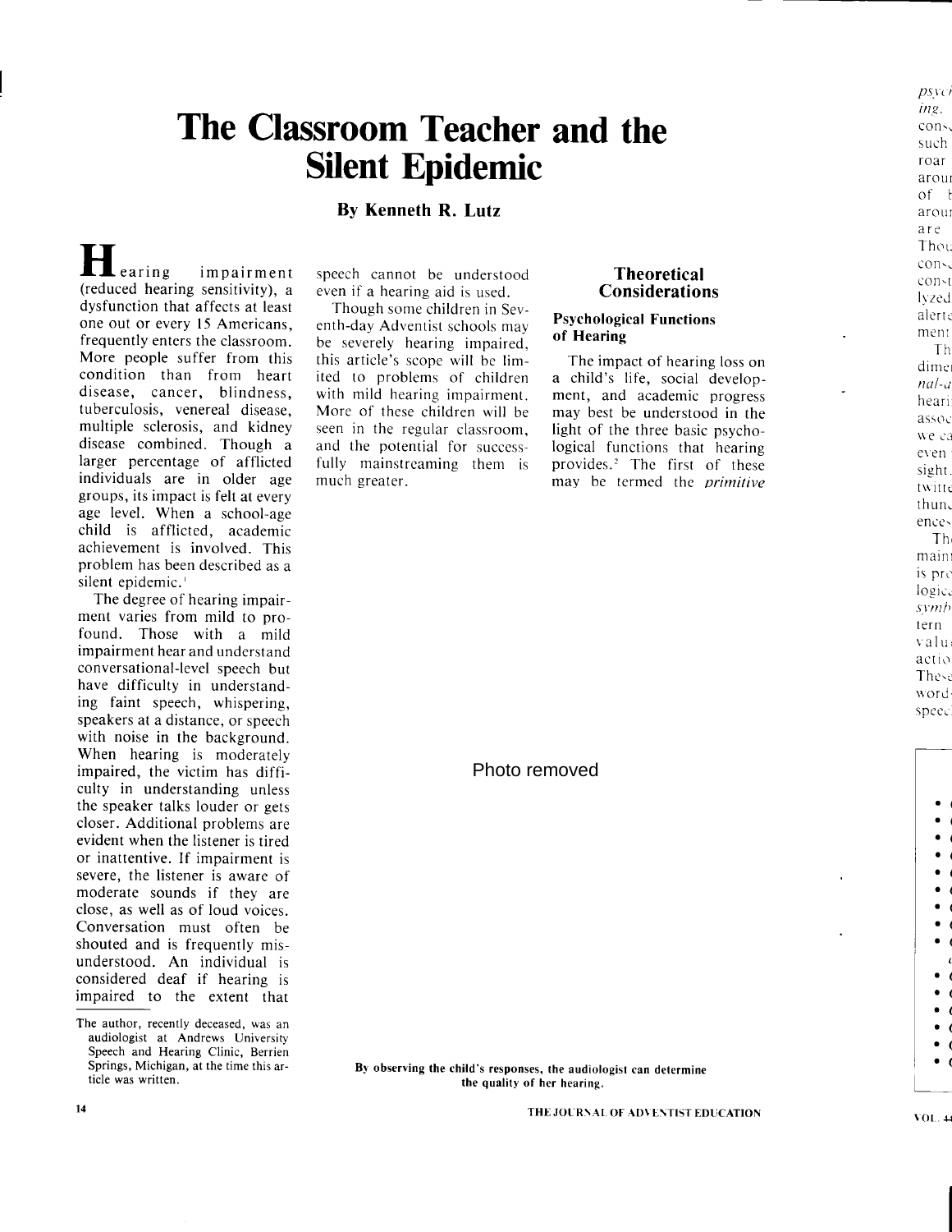# The Classroom Teacher and the Silent Epidemic

**By Kenneth R. Lutz**

Hearing impairment (reduced hearing sensitivity), a dysfunction that affects at least one out or every 15 Americans, frequently enters the classroom. More people suffer from this condition than from heart disease, cancer, blindness, tuberculosis, venereal disease, multiple sclerosis, and kidney disease combined. Though a larger percentage of afflicted individuals are in older age groups, its impact is felt at every age level. When a school-age child is afflicted, academic achievement is involved. This problem has been described as a silent epidemic.[1]

The degree of hearing impairment varies from mild to profound. Those with a mild impairment hear and understand conversational-level speech but have difficulty in understanding faint speech, whispering, speakers at a distance, or speech with noise in the background. When hearing is moderately impaired, the victim has difficulty in understanding unless the speaker talks louder or gets closer. Additional problems are evident when the listener is tired or inattentive. If impairment is severe, the listener is aware of moderate sounds if they are close, as well as of loud voices. Conversation must often be shouted and is frequently misunderstood. An individual is considered deaf if hearing is impaired to the extent that speech cannot be understood even if a hearing aid is used.

Though some children in Seventh-day Adventist schools may be severely hearing impaired, this article's scope will be limited to problems of children with mild hearing impairment. More of these children will be seen in the regular classroom, and the potential for successfully mainstreaming them is much greater.

The author, recently deceased, was an audiologist at Andrews University Speech and Hearing Clinic, Berrien Springs, Michigan, at the time this article was written.

## Theoretical Considerations

### Psychological Functions of Hearing

The impact of hearing loss on a child's life, social development, and academic progress may best be understood in the light of the three basic psychological functions that hearing provides.[2] The first of these may be termed the *primitive*

Photo removed

By observing the child's responses, the audiologist can determine the quality of her hearing.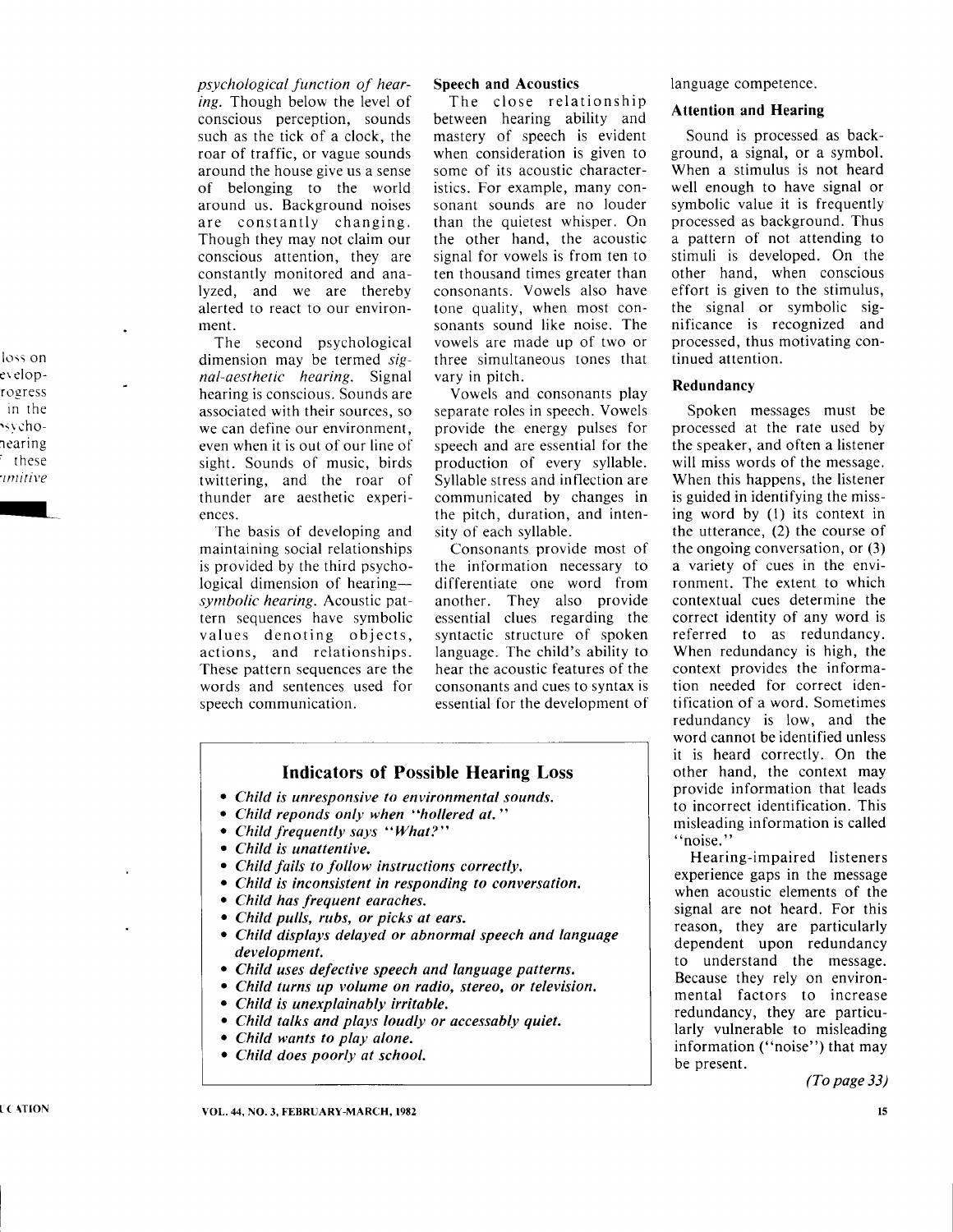*psychological function of hearing*. Though below the level of conscious perception, sounds such as the tick of a clock, the roar of traffic, or vague sounds around the house give us a sense of belonging to the world around us. Background noises are constantly changing. Though they may not claim our conscious attention, they are constantly monitored and analyzed, and we are thereby alerted to react to our environment.

The second psychological dimension may be termed *signal-aesthetic hearing*. Signal hearing is conscious. Sounds are associated with their sources, so we can define our environment, even when it is out of our line of sight. Sounds of music, birds twittering, and the roar of thunder are aesthetic experiences.

The basis of developing and maintaining social relationships is provided by the third psychological dimension of hearing—*symbolic hearing*. Acoustic pattern sequences have symbolic values denoting objects, actions, and relationships. These pattern sequences are the words and sentences used for speech communication.

### Speech and Acoustics

The close relationship between hearing ability and mastery of speech is evident when consideration is given to some of its acoustic characteristics. For example, many consonant sounds are no louder than the quietest whisper. On the other hand, the acoustic signal for vowels is from ten to ten thousand times greater than consonants. Vowels also have tone quality, when most consonants sound like noise. The vowels are made up of two or three simultaneous tones that vary in pitch.

Vowels and consonants play separate roles in speech. Vowels provide the energy pulses for speech and are essential for the production of every syllable. Syllable stress and inflection are communicated by changes in the pitch, duration, and intensity of each syllable.

Consonants provide most of the information necessary to differentiate one word from another. They also provide essential clues regarding the syntactic structure of spoken language. The child's ability to hear the acoustic features of the consonants and cues to syntax is essential for the development of language competence.

### Attention and Hearing

Sound is processed as background, a signal, or a symbol. When a stimulus is not heard well enough to have signal or symbolic value it is frequently processed as background. Thus a pattern of not attending to stimuli is developed. On the other hand, when conscious effort is given to the stimulus, the signal or symbolic significance is recognized and processed, thus motivating continued attention.

### Redundancy

Spoken messages must be processed at the rate used by the speaker, and often a listener will miss words of the message. When this happens, the listener is guided in identifying the missing word by (1) its context in the utterance, (2) the course of the ongoing conversation, or (3) a variety of cues in the environment. The extent to which contextual cues determine the correct identity of any word is referred to as redundancy. When redundancy is high, the context provides the information needed for correct identification of a word. Sometimes redundancy is low, and the word cannot be identified unless it is heard correctly. On the other hand, the context may provide information that leads to incorrect identification. This misleading information is called "noise."

Hearing-impaired listeners experience gaps in the message when acoustic elements of the signal are not heard. For this reason, they are particularly dependent upon redundancy to understand the message. Because they rely on environmental factors to increase redundancy, they are particularly vulnerable to misleading information ("noise") that may be present.

*(To page 33)*

### Indicators of Possible Hearing Loss

- *Child is unresponsive to environmental sounds.*
- *Child reponds only when "hollered at."*
- *Child frequently says "What?"*
- *Child is unattentive.*
- *Child fails to follow instructions correctly.*
- *Child is inconsistent in responding to conversation.*
- *Child has frequent earaches.*
- *Child pulls, rubs, or picks at ears.*
- *Child displays delayed or abnormal speech and language development.*
- *Child uses defective speech and language patterns.*
- *Child turns up volume on radio, stereo, or television.*
- *Child is unexplainably irritable.*
- *Child talks and plays loudly or accessably quiet.*
- *Child wants to play alone.*
- *Child does poorly at school.*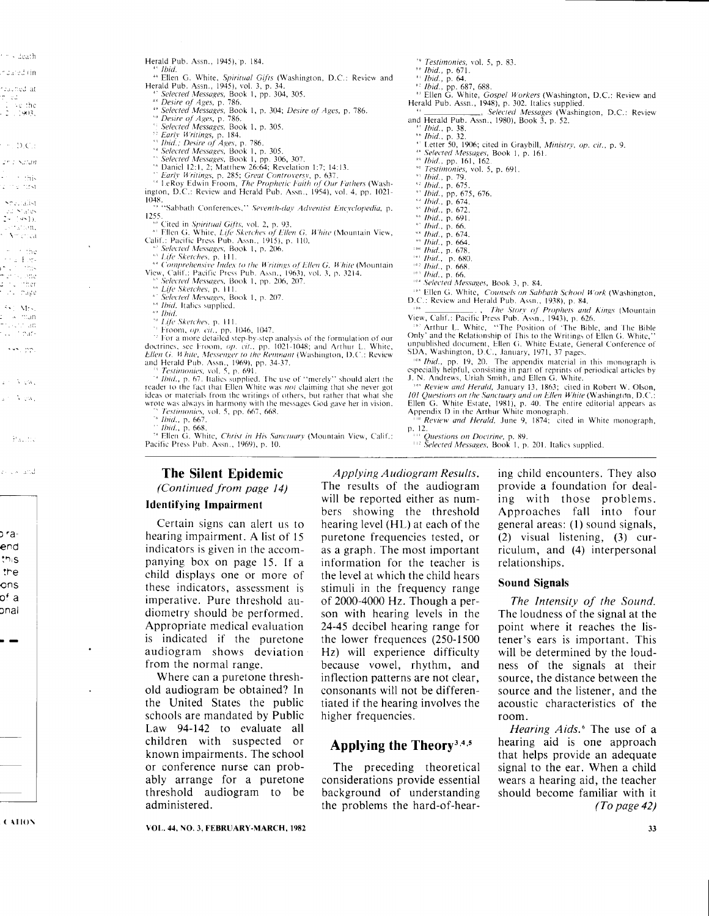Herald Pub. Assn., 1945), p. 184.

[45] *Ibid.*

[46] Ellen G. White, *Spiritual Gifts* (Washington, D.C.: Review and Herald Pub. Assn., 1945), vol. 3, p. 34.

[47] *Selected Messages*, Book 1, pp. 304, 305.

[48] *Desire of Ages*, p. 786.

[49] *Selected Messages*, Book 1, p. 304; *Desire of Ages*, p. 786.

[50] *Desire of Ages*, p. 786.

[51] *Selected Messages*, Book 1, p. 305.

[52] *Early Writings*, p. 184.

[53] *Ibid.*; *Desire of Ages*, p. 786.

[54] *Selected Messages*, Book 1, p. 305.

[55] *Selected Messages*, Book 1, pp. 306, 307.

[56] Daniel 12:1, 2; Matthew 26:64; Revelation 1:7; 14:13.

[57] *Early Writings*, p. 285; *Great Controversy*, p. 637.

[58] LeRoy Edwin Froom, *The Prophetic Faith of Our Fathers* (Washington, D.C.: Review and Herald Pub. Assn., 1954), vol. 4, pp. 1021-1048.

[59] "Sabbath Conferences," *Seventh-day Adventist Encyclopedia*, p. 1255.

[60] Cited in *Spiritual Gifts*, vol. 2, p. 93.

[61] Ellen G. White, *Life Sketches of Ellen G. White* (Mountain View, Calif.: Pacific Press Pub. Assn., 1915), p. 110.

[62] *Selected Messages*, Book 1, p. 206.

[63] *Life Sketches*, p. 111.

[64] *Comprehensive Index to the Writings of Ellen G. White* (Mountain View, Calif.: Pacific Press Pub. Assn., 1963), vol. 3, p. 3214.

[65] *Selected Messages*, Book 1, pp. 206, 207.

[66] *Life Sketches*, p. 111.

[67] *Selected Messages*, Book 1, p. 207.

[68] *Ibid.* Italics supplied.

[69] *Ibid.*

[70] *Life Sketches*, p. 111.

[71] Froom, *op. cit.*, pp. 1046, 1047.

[72] For a more detailed step-by-step analysis of the formulation of our doctrines, see Froom, *op. cit.*, pp. 1021-1048; and Arthur L. White, *Ellen G. White, Messenger to the Remnant* (Washington, D.C.: Review and Herald Pub. Assn., 1969), pp. 34-37.

[73] *Testimonies*, vol. 5, p. 691.

[74] *Ibid.*, p. 67. Italics supplied. The use of "merely" should alert the reader to the fact that Ellen White was *not* claiming that she never got ideas or materials from the writings of others, but rather that what she wrote was always in harmony with the messages God gave her in vision.

[75] *Testimonies*, vol. 5, pp. 667, 668.

[76] *Ibid.*, p. 667.

[77] *Ibid.*, p. 668.

[78] Ellen G. White, *Christ in His Sanctuary* (Mountain View, Calif.: Pacific Press Pub. Assn., 1969), p. 10.

[79] *Testimonies*, vol. 5, p. 83.

[80] *Ibid.*, p. 671.

[81] *Ibid.*, p. 64.

[82] *Ibid.*, pp. 687, 688.

[83] Ellen G. White, *Gospel Workers* (Washington, D.C.: Review and Herald Pub. Assn., 1948), p. 302. Italics supplied.

[84] ________, *Selected Messages* (Washington, D.C.: Review and Herald Pub. Assn., 1980), Book 3, p. 52.

[85] *Ibid.*, p. 38.

[86] *Ibid.*, p. 32.

[87] Letter 50, 1906; cited in Graybill, *Ministry*, *op. cit.*, p. 9.

[88] *Selected Messages*, Book 1, p. 161.

[89] *Ibid.*, pp. 161, 162.

[90] *Testimonies*, vol. 5, p. 691.

[91] *Ibid.*, p. 79.

[92] *Ibid.*, p. 675.

[93] *Ibid.*, pp. 675, 676.

[94] *Ibid.*, p. 674.

[95] *Ibid.*, p. 672.

[96] *Ibid.*, p. 691.

[97] *Ibid.*, p. 66.

[98] *Ibid.*, p. 674.

[99] *Ibid.*, p. 664.

[100] *Ibid.*, p. 678.

[101] *Ibid.*, p. 680.

[102] *Ibid.*, p. 668.

[103] *Ibid.*, p. 66.

[104] *Selected Messages*, Book 3, p. 84.

[105] Ellen G. White, *Counsels on Sabbath School Work* (Washington, D.C.: Review and Herald Pub. Assn., 1938), p. 84.

[106] ________, *The Story of Prophets and Kings* (Mountain View, Calif.: Pacific Press Pub. Assn., 1943), p. 626.

[107] Arthur L. White, "The Position of 'The Bible, and The Bible Only' and the Relationship of This to the Writings of Ellen G. White," unpublished document, Ellen G. White Estate, General Conference of SDA, Washington, D.C., January, 1971, 37 pages.

[108] *Ibid.*, pp. 19, 20. The appendix material in this monograph is especially helpful, consisting in part of reprints of periodical articles by J. N. Andrews, Uriah Smith, and Ellen G. White.

[109] *Review and Herald*, January 13, 1863; cited in Robert W. Olson, *101 Questions on the Sanctuary and on Ellen White* (Washington, D.C.: Ellen G. White Estate, 1981), p. 40. The entire editorial appears as Appendix D in the Arthur White monograph.

[110] *Review and Herald*, June 9, 1874; cited in White monograph, p. 12.

[111] *Questions on Doctrine*, p. 89.

[112] *Selected Messages*, Book 1, p. 201. Italics supplied.

---

## The Silent Epidemic

*(Continued from page 14)*

### Identifying Impairment

Certain signs can alert us to hearing impairment. A list of 15 indicators is given in the accompanying box on page 15. If a child displays one or more of these indicators, assessment is imperative. Pure threshold audiometry should be performed. Appropriate medical evaluation is indicated if the puretone audiogram shows deviation from the normal range.

Where can a puretone threshold audiogram be obtained? In the United States the public schools are mandated by Public Law 94-142 to evaluate all children with suspected or known impairments. The school or conference nurse can probably arrange for a puretone threshold audiogram to be administered.

*Applying Audiogram Results.* The results of the audiogram will be reported either as numbers showing the threshold hearing level (HL) at each of the puretone frequencies tested, or as a graph. The most important information for the teacher is the level at which the child hears stimuli in the frequency range of 2000-4000 Hz. Though a person with hearing levels in the 24-45 decibel hearing range for the lower frequences (250-1500 Hz) will experience difficulty because vowel, rhythm, and inflection patterns are not clear, consonants will not be differentiated if the hearing involves the higher frequencies.

## Applying the Theory[3,4,5]

The preceding theoretical considerations provide essential background of understanding the problems the hard-of-hearing child encounters. They also provide a foundation for dealing with those problems. Approaches fall into four general areas: (1) sound signals, (2) visual listening, (3) curriculum, and (4) interpersonal relationships.

### Sound Signals

*The Intensity of the Sound.* The loudness of the signal at the point where it reaches the listener's ears is important. This will be determined by the loudness of the signals at their source, the distance between the source and the listener, and the acoustic characteristics of the room.

*Hearing Aids.*[6] The use of a hearing aid is one approach that helps provide an adequate signal to the ear. When a child wears a hearing aid, the teacher should become familiar with it

*(To page 42)*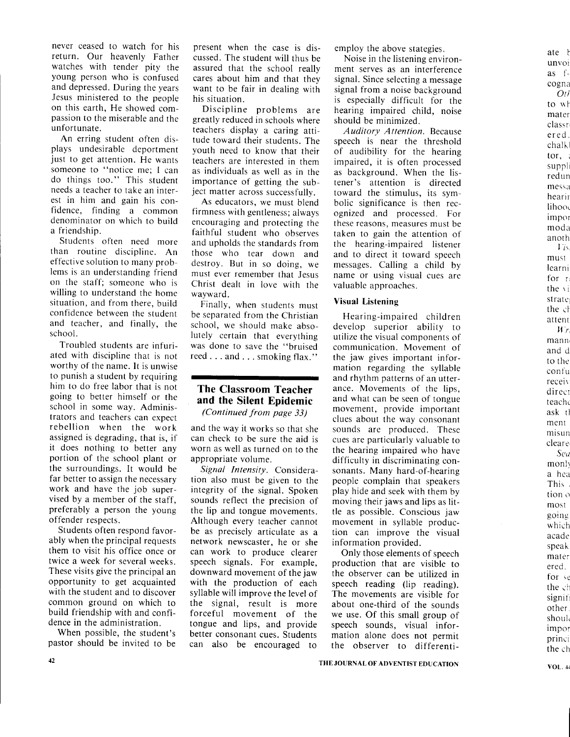never ceased to watch for his return. Our heavenly Father watches with tender pity the young person who is confused and depressed. During the years Jesus ministered to the people on this earth, He showed compassion to the miserable and the unfortunate.

An erring student often displays undesirable deportment just to get attention. He wants someone to "notice me; I can do things too." This student needs a teacher to take an interest in him and gain his confidence, finding a common denominator on which to build a friendship.

Students often need more than routine discipline. An effective solution to many problems is an understanding friend on the staff; someone who is willing to understand the home situation, and from there, build confidence between the student and teacher, and finally, the school.

Troubled students are infuriated with discipline that is not worthy of the name. It is unwise to punish a student by requiring him to do free labor that is not going to better himself or the school in some way. Administrators and teachers can expect rebellion when the work assigned is degrading, that is, if it does nothing to better any portion of the school plant or the surroundings. It would be far better to assign the necessary work and have the job supervised by a member of the staff, preferably a person the young offender respects.

Students often respond favorably when the principal requests them to visit his office once or twice a week for several weeks. These visits give the principal an opportunity to get acquainted with the student and to discover common ground on which to build friendship with and confidence in the administration.

When possible, the student's pastor should be invited to be present when the case is discussed. The student will thus be assured that the school really cares about him and that they want to be fair in dealing with his situation.

Discipline problems are greatly reduced in schools where teachers display a caring attitude toward their students. The youth need to know that their teachers are interested in them as individuals as well as in the importance of getting the subject matter across successfully.

As educators, we must blend firmness with gentleness; always encouraging and protecting the faithful student who observes and upholds the standards from those who tear down and destroy. But in so doing, we must ever remember that Jesus Christ dealt in love with the wayward.

Finally, when students must be separated from the Christian school, we should make absolutely certain that everything was done to save the "bruised reed . . . and . . . smoking flax."

## The Classroom Teacher and the Silent Epidemic

*(Continued from page 33)*

and the way it works so that she can check to be sure the aid is worn as well as turned on to the appropriate volume.

*Signal Intensity.* Consideration also must be given to the integrity of the signal. Spoken sounds reflect the precision of the lip and tongue movements. Although every teacher cannot be as precisely articulate as a network newscaster, he or she can work to produce clearer speech signals. For example, downward movement of the jaw with the production of each syllable will improve the level of the signal, result is more forceful movement of the tongue and lips, and provide better consonant cues. Students can also be encouraged to employ the above stategies.

Noise in the listening environment serves as an interference signal. Since selecting a message signal from a noise background is especially difficult for the hearing impaired child, noise should be minimized.

*Auditory Attention.* Because speech is near the threshold of audibility for the hearing impaired, it is often processed as background. When the listener's attention is directed toward the stimulus, its symbolic significance is then recognized and processed. For these reasons, measures must be taken to gain the attention of the hearing-impaired listener and to direct it toward speech messages. Calling a child by name or using visual cues are valuable approaches.

### Visual Listening

Hearing-impaired children develop superior ability to utilize the visual components of communication. Movement of the jaw gives important information regarding the syllable and rhythm patterns of an utterance. Movements of the lips, and what can be seen of tongue movement, provide important clues about the way consonant sounds are produced. These cues are particularly valuable to the hearing impaired who have difficulty in discriminating consonants. Many hard-of-hearing people complain that speakers play hide and seek with them by moving their jaws and lips as little as possible. Conscious jaw movement in syllable production can improve the visual information provided.

Only those elements of speech production that are visible to the observer can be utilized in speech reading (lip reading). The movements are visible for about one-third of the sounds we use. Of this small group of speech sounds, visual information alone does not permit the observer to differenti-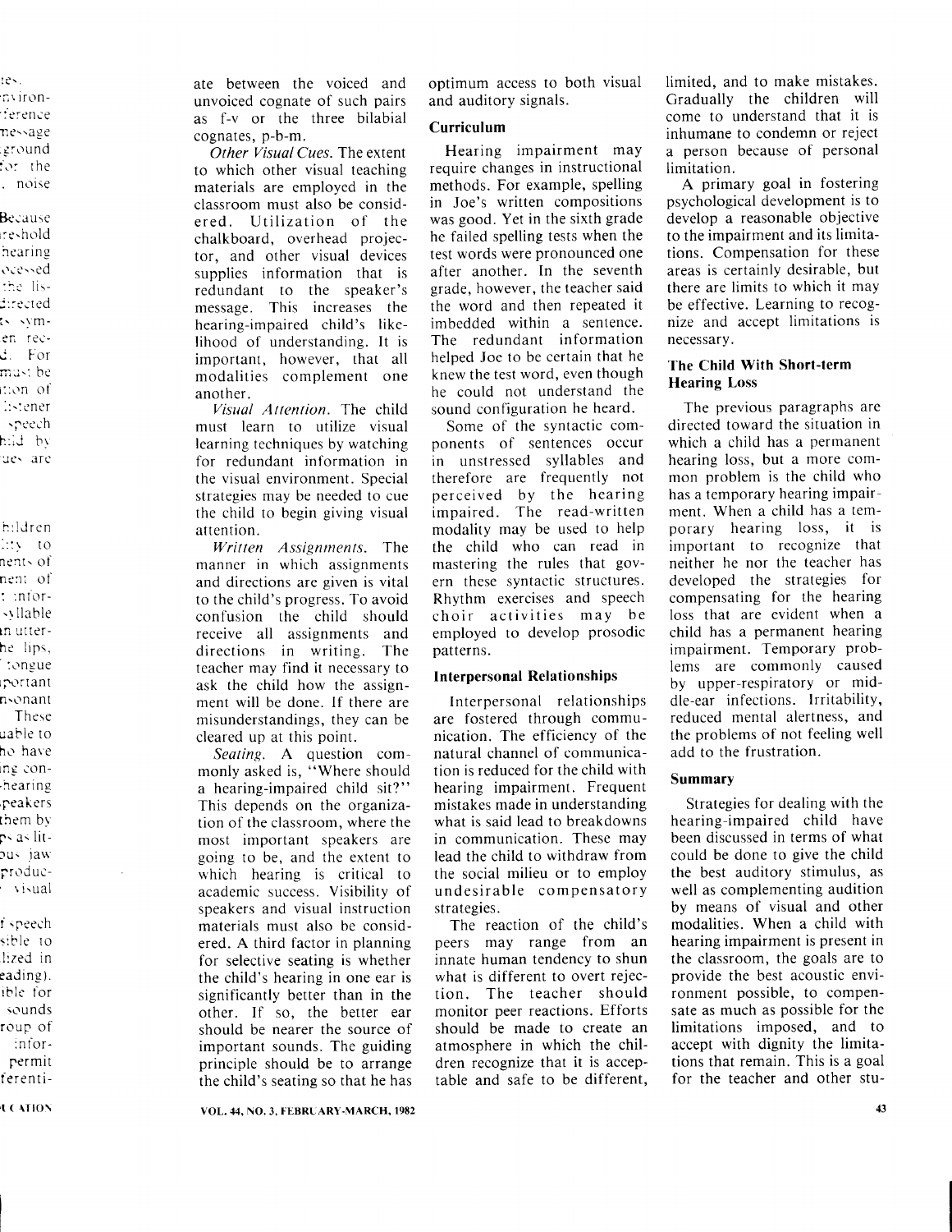ate between the voiced and unvoiced cognate of such pairs as f-v or the three bilabial cognates, p-b-m.

*Other Visual Cues.* The extent to which other visual teaching materials are employed in the classroom must also be considered. Utilization of the chalkboard, overhead projector, and other visual devices supplies information that is redundant to the speaker's message. This increases the hearing-impaired child's likelihood of understanding. It is important, however, that all modalities complement one another.

*Visual Attention.* The child must learn to utilize visual learning techniques by watching for redundant information in the visual environment. Special strategies may be needed to cue the child to begin giving visual attention.

*Written Assignments.* The manner in which assignments and directions are given is vital to the child's progress. To avoid confusion the child should receive all assignments and directions in writing. The teacher may find it necessary to ask the child how the assignment will be done. If there are misunderstandings, they can be cleared up at this point.

*Seating.* A question commonly asked is, "Where should a hearing-impaired child sit?" This depends on the organization of the classroom, where the most important speakers are going to be, and the extent to which hearing is critical to academic success. Visibility of speakers and visual instruction materials must also be considered. A third factor in planning for selective seating is whether the child's hearing in one ear is significantly better than in the other. If so, the better ear should be nearer the source of important sounds. The guiding principle should be to arrange the child's seating so that he has optimum access to both visual and auditory signals.

### Curriculum

Hearing impairment may require changes in instructional methods. For example, spelling in Joe's written compositions was good. Yet in the sixth grade he failed spelling tests when the test words were pronounced one after another. In the seventh grade, however, the teacher said the word and then repeated it imbedded within a sentence. The redundant information helped Joe to be certain that he knew the test word, even though he could not understand the sound configuration he heard.

Some of the syntactic components of sentences occur in unstressed syllables and therefore are frequently not perceived by the hearing impaired. The read-written modality may be used to help the child who can read in mastering the rules that govern these syntactic structures. Rhythm exercises and speech choir activities may be employed to develop prosodic patterns.

### Interpersonal Relationships

Interpersonal relationships are fostered through communication. The efficiency of the natural channel of communication is reduced for the child with hearing impairment. Frequent mistakes made in understanding what is said lead to breakdowns in communication. These may lead the child to withdraw from the social milieu or to employ undesirable compensatory strategies.

The reaction of the child's peers may range from an innate human tendency to shun what is different to overt rejection. The teacher should monitor peer reactions. Efforts should be made to create an atmosphere in which the children recognize that it is acceptable and safe to be different, limited, and to make mistakes. Gradually the children will come to understand that it is inhumane to condemn or reject a person because of personal limitation.

A primary goal in fostering psychological development is to develop a reasonable objective to the impairment and its limitations. Compensation for these areas is certainly desirable, but there are limits to which it may be effective. Learning to recognize and accept limitations is necessary.

### The Child With Short-term Hearing Loss

The previous paragraphs are directed toward the situation in which a child has a permanent hearing loss, but a more common problem is the child who has a temporary hearing impairment. When a child has a temporary hearing loss, it is important to recognize that neither he nor the teacher has developed the strategies for compensating for the hearing loss that are evident when a child has a permanent hearing impairment. Temporary problems are commonly caused by upper-respiratory or middle-ear infections. Irritability, reduced mental alertness, and the problems of not feeling well add to the frustration.

### Summary

Strategies for dealing with the hearing-impaired child have been discussed in terms of what could be done to give the child the best auditory stimulus, as well as complementing audition by means of visual and other modalities. When a child with hearing impairment is present in the classroom, the goals are to provide the best acoustic environment possible, to compensate as much as possible for the limitations imposed, and to accept with dignity the limitations that remain. This is a goal for the teacher and other stu-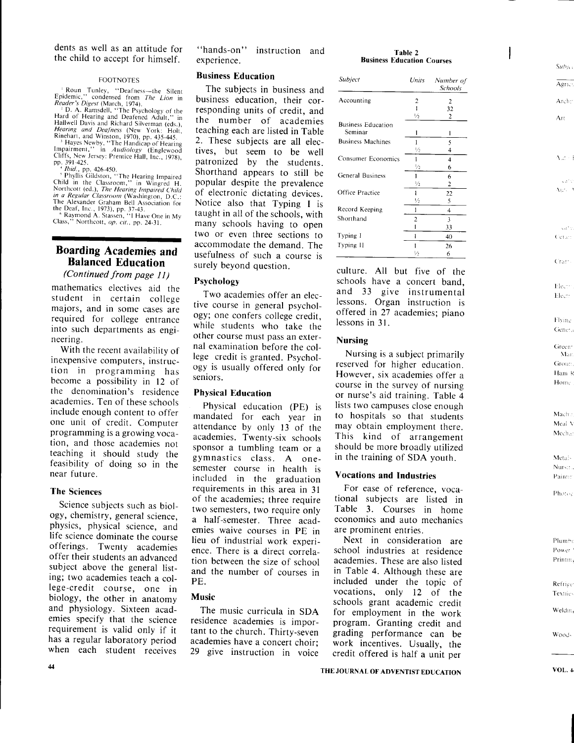dents as well as an attitude for the child to accept for himself.

FOOTNOTES

[1] Roun Tunley, "Deafness—the Silent Epidemic," condensed from *The Lion* in *Reader's Digest* (March, 1974).

[2] D. A. Ramsdell, "The Psychology of the Hard of Hearing and Deafened Adult," in Hallwell Davis and Richard Silverman (eds.), *Hearing and Deafness* (New York: Holt, Rinehart, and Winston, 1970), pp. 435-445.

[3] Hayes Newby, "The Handicap of Hearing Impairment," in *Audiology* (Englewood Cliffs, New Jersey: Prentice Hall, Inc., 1978), pp. 391-425.

[4] *Ibid.*, pp. 426-450.

[5] Phyllis Gildston, "The Hearing Impaired Child in the Classroom," in Wingred H. Northcott (ed.), *The Hearing Impaired Child in a Regular Classroom* (Washington, D.C.: The Alexander Graham Bell Association for the Deaf, Inc., 1973), pp. 37-43.

[6] Raymond A. Stassen, "I Have One in My Class," Northcott, *op. cit.*, pp. 24-31.

## Boarding Academies and Balanced Education

*(Continued from page 11)*

mathematics electives aid the student in certain college majors, and in some cases are required for college entrance into such departments as engineering.

With the recent availability of inexpensive computers, instruction in programming has become a possibility in 12 of the denomination's residence academies. Ten of these schools include enough content to offer one unit of credit. Computer programming is a growing vocation, and those academies not teaching it should study the feasibility of doing so in the near future.

### The Sciences

Science subjects such as biology, chemistry, general science, physics, physical science, and life science dominate the course offerings. Twenty academies offer their students an advanced subject above the general listing; two academies teach a college-credit course, one in biology, the other in anatomy and physiology. Sixteen academies specify that the science requirement is valid only if it has a regular laboratory period when each student receives "hands-on" instruction and experience.

### Business Education

The subjects in business and business education, their corresponding units of credit, and the number of academies teaching each are listed in Table 2. These subjects are all electives, but seem to be well patronized by the students. Shorthand appears to still be popular despite the prevalence of electronic dictating devices. Notice also that Typing I is taught in all of the schools, with many schools having to open two or even three sections to accommodate the demand. The usefulness of such a course is surely beyond question.

### Psychology

Two academies offer an elective course in general psychology; one confers college credit, while students who take the other course must pass an external examination before the college credit is granted. Psychology is usually offered only for seniors.

### Physical Education

Physical education (PE) is mandated for each year in attendance by only 13 of the academies. Twenty-six schools sponsor a tumbling team or a gymnastics class. A one-semester course in health is included in the graduation requirements in this area in 31 of the academies; three require two semesters, two require only a half-semester. Three academies waive courses in PE in lieu of industrial work experience. There is a direct correlation between the size of school and the number of courses in PE.

### Music

The music curricula in SDA residence academies is important to the church. Thirty-seven academies have a concert choir; 29 give instruction in voice culture. All but five of the schools have a concert band, and 33 give instrumental lessons. Organ instruction is offered in 27 academies; piano lessons in 31.

**Table 2**
**Business Education Courses**

| *Subject* | *Units* | *Number of Schools* |
|---|---|---|
| Accounting | 2 | 2 |
| | 1 | 32 |
| | ½ | 2 |
| Business Education Seminar | 1 | 1 |
| Business Machines | 1 | 5 |
| | ½ | 4 |
| Consumer Economics | 1 | 4 |
| | ½ | 6 |
| General Business | 1 | 6 |
| | ½ | 2 |
| Office Practice | 1 | 22 |
| | ½ | 5 |
| Record Keeping | 1 | 4 |
| Shorthand | 2 | 3 |
| | 1 | 33 |
| Typing I | 1 | 40 |
| Typing II | 1 | 26 |
| | ½ | 6 |

### Nursing

Nursing is a subject primarily reserved for higher education. However, six academies offer a course in the survey of nursing or nurse's aid training. Table 4 lists two campuses close enough to hospitals so that students may obtain employment there. This kind of arrangement should be more broadly utilized in the training of SDA youth.

### Vocations and Industries

For ease of reference, vocational subjects are listed in Table 3. Courses in home economics and auto mechanics are prominent entries.

Next in consideration are school industries at residence academies. These are also listed in Table 4. Although these are included under the topic of vocations, only 12 of the schools grant academic credit for employment in the work program. Granting credit and grading performance can be work incentives. Usually, the credit offered is half a unit per